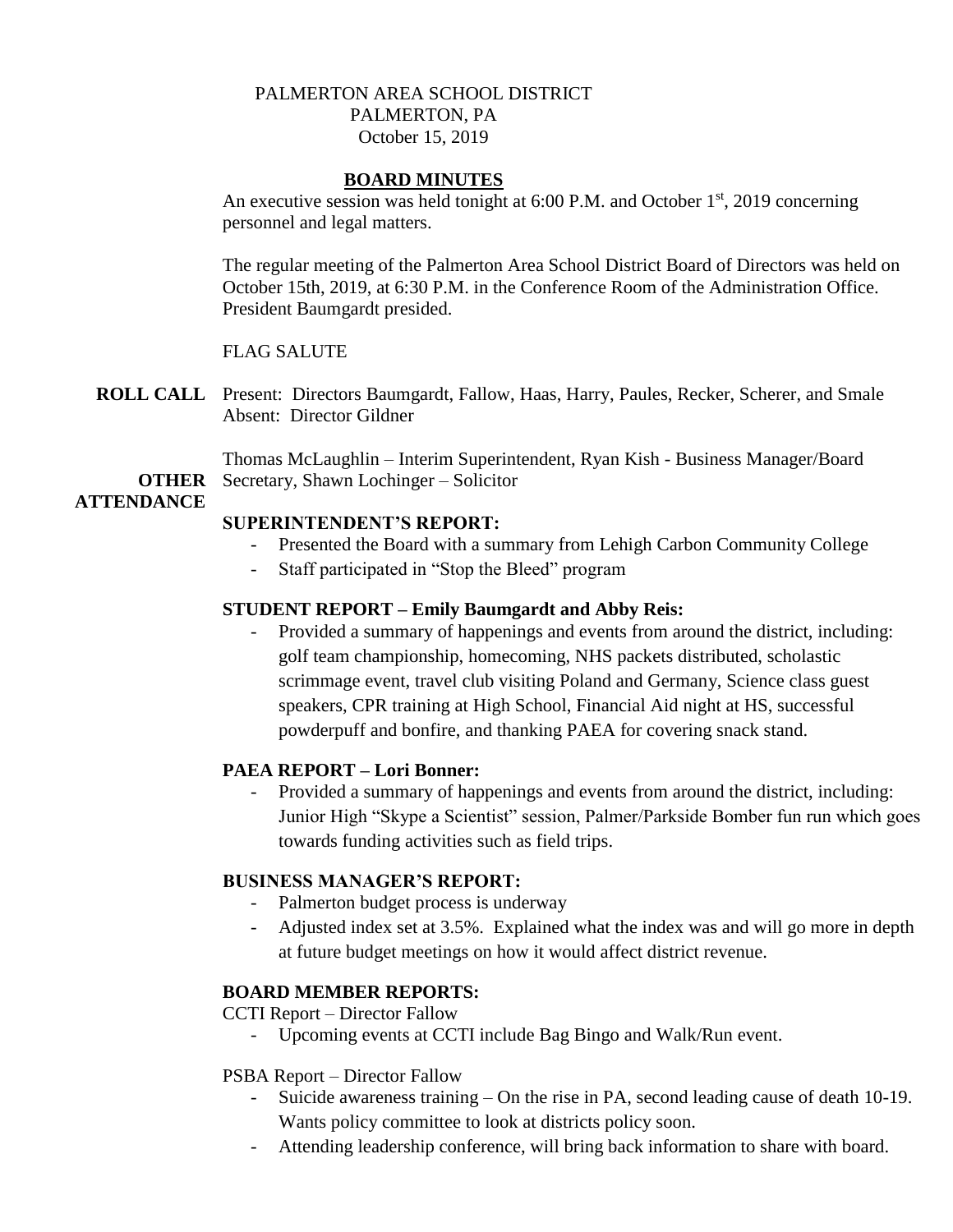PALMERTON AREA SCHOOL DISTRICT
PALMERTON, PA
October 15, 2019

## BOARD MINUTES

An executive session was held tonight at 6:00 P.M. and October 1st, 2019 concerning personnel and legal matters.

The regular meeting of the Palmerton Area School District Board of Directors was held on October 15th, 2019, at 6:30 P.M. in the Conference Room of the Administration Office. President Baumgardt presided.

FLAG SALUTE

**ROLL CALL** Present: Directors Baumgardt, Fallow, Haas, Harry, Paules, Recker, Scherer, and Smale
Absent: Director Gildner

**OTHER ATTENDANCE** Thomas McLaughlin – Interim Superintendent, Ryan Kish - Business Manager/Board Secretary, Shawn Lochinger – Solicitor

### SUPERINTENDENT'S REPORT:

- Presented the Board with a summary from Lehigh Carbon Community College
- Staff participated in "Stop the Bleed" program

### STUDENT REPORT – Emily Baumgardt and Abby Reis:

- Provided a summary of happenings and events from around the district, including: golf team championship, homecoming, NHS packets distributed, scholastic scrimmage event, travel club visiting Poland and Germany, Science class guest speakers, CPR training at High School, Financial Aid night at HS, successful powderpuff and bonfire, and thanking PAEA for covering snack stand.

### PAEA REPORT – Lori Bonner:

- Provided a summary of happenings and events from around the district, including: Junior High "Skype a Scientist" session, Palmer/Parkside Bomber fun run which goes towards funding activities such as field trips.

### BUSINESS MANAGER'S REPORT:

- Palmerton budget process is underway
- Adjusted index set at 3.5%. Explained what the index was and will go more in depth at future budget meetings on how it would affect district revenue.

### BOARD MEMBER REPORTS:

CCTI Report – Director Fallow

- Upcoming events at CCTI include Bag Bingo and Walk/Run event.

PSBA Report – Director Fallow

- Suicide awareness training – On the rise in PA, second leading cause of death 10-19. Wants policy committee to look at districts policy soon.
- Attending leadership conference, will bring back information to share with board.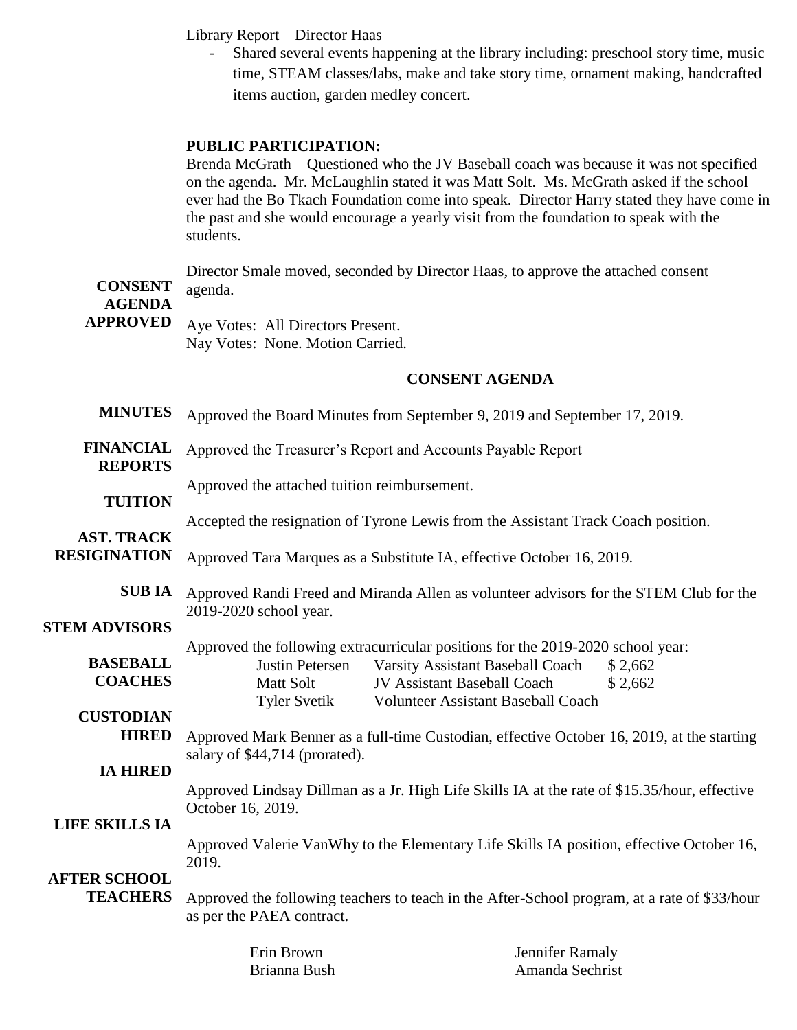Library Report – Director Haas

- Shared several events happening at the library including: preschool story time, music time, STEAM classes/labs, make and take story time, ornament making, handcrafted items auction, garden medley concert.

**PUBLIC PARTICIPATION:**

Brenda McGrath – Questioned who the JV Baseball coach was because it was not specified on the agenda. Mr. McLaughlin stated it was Matt Solt. Ms. McGrath asked if the school ever had the Bo Tkach Foundation come into speak. Director Harry stated they have come in the past and she would encourage a yearly visit from the foundation to speak with the students.

**CONSENT AGENDA APPROVED**

Director Smale moved, seconded by Director Haas, to approve the attached consent agenda.

Aye Votes: All Directors Present.
Nay Votes: None. Motion Carried.

## CONSENT AGENDA

**MINUTES** Approved the Board Minutes from September 9, 2019 and September 17, 2019.

**FINANCIAL REPORTS** Approved the Treasurer's Report and Accounts Payable Report

**TUITION** Approved the attached tuition reimbursement.

**AST. TRACK RESIGNATION** Accepted the resignation of Tyrone Lewis from the Assistant Track Coach position.

**SUB IA** Approved Tara Marques as a Substitute IA, effective October 16, 2019.

**STEM ADVISORS** Approved Randi Freed and Miranda Allen as volunteer advisors for the STEM Club for the 2019-2020 school year.

**BASEBALL COACHES** Approved the following extracurricular positions for the 2019-2020 school year:

| | | |
|---|---|---|
| Justin Petersen | Varsity Assistant Baseball Coach | $ 2,662 |
| Matt Solt | JV Assistant Baseball Coach | $ 2,662 |
| Tyler Svetik | Volunteer Assistant Baseball Coach | |

**CUSTODIAN HIRED** Approved Mark Benner as a full-time Custodian, effective October 16, 2019, at the starting salary of $44,714 (prorated).

**IA HIRED** Approved Lindsay Dillman as a Jr. High Life Skills IA at the rate of $15.35/hour, effective October 16, 2019.

**LIFE SKILLS IA** Approved Valerie VanWhy to the Elementary Life Skills IA position, effective October 16, 2019.

**AFTER SCHOOL TEACHERS** Approved the following teachers to teach in the After-School program, at a rate of $33/hour as per the PAEA contract.

| | |
|---|---|
| Erin Brown | Jennifer Ramaly |
| Brianna Bush | Amanda Sechrist |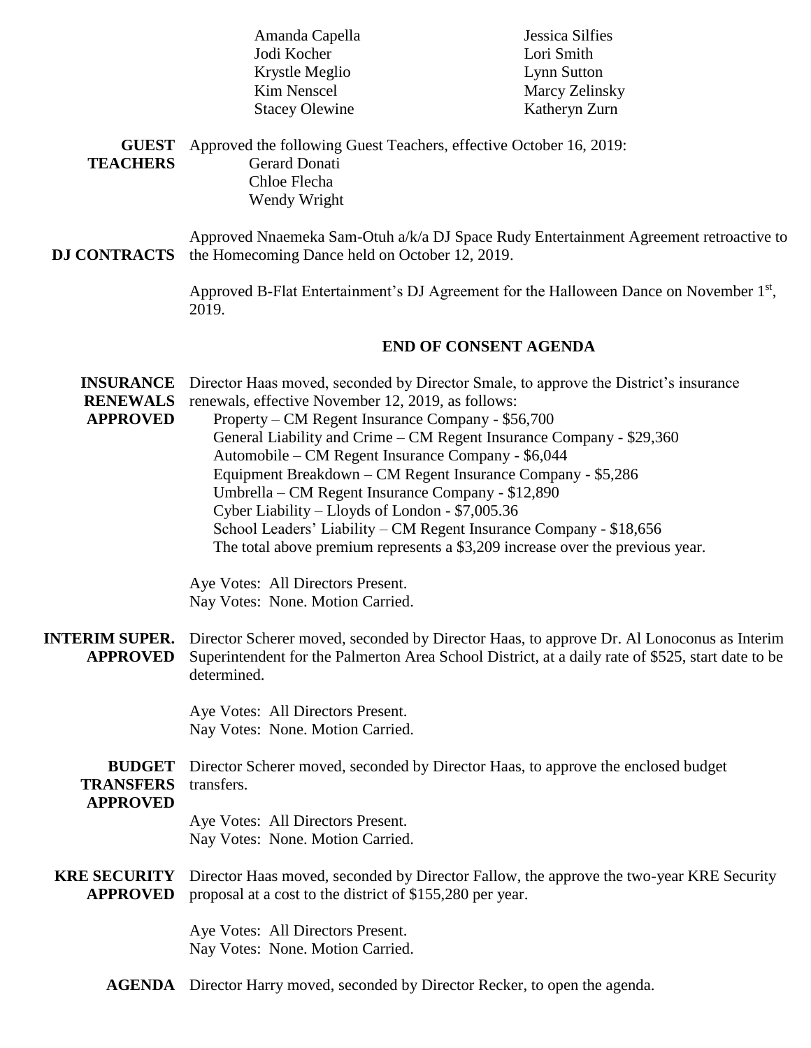Amanda Capella
Jodi Kocher
Krystle Meglio
Kim Nenscel
Stacey Olewine
Jessica Silfies
Lori Smith
Lynn Sutton
Marcy Zelinsky
Katheryn Zurn

**GUEST TEACHERS** Approved the following Guest Teachers, effective October 16, 2019:
Gerard Donati
Chloe Flecha
Wendy Wright

**DJ CONTRACTS** Approved Nnaemeka Sam-Otuh a/k/a DJ Space Rudy Entertainment Agreement retroactive to the Homecoming Dance held on October 12, 2019.

Approved B-Flat Entertainment's DJ Agreement for the Halloween Dance on November 1st, 2019.

**END OF CONSENT AGENDA**

**INSURANCE RENEWALS APPROVED** Director Haas moved, seconded by Director Smale, to approve the District's insurance renewals, effective November 12, 2019, as follows:

Property – CM Regent Insurance Company - $56,700
General Liability and Crime – CM Regent Insurance Company - $29,360
Automobile – CM Regent Insurance Company - $6,044
Equipment Breakdown – CM Regent Insurance Company - $5,286
Umbrella – CM Regent Insurance Company - $12,890
Cyber Liability – Lloyds of London - $7,005.36
School Leaders' Liability – CM Regent Insurance Company - $18,656
The total above premium represents a $3,209 increase over the previous year.

Aye Votes: All Directors Present.
Nay Votes: None. Motion Carried.

**INTERIM SUPER. APPROVED** Director Scherer moved, seconded by Director Haas, to approve Dr. Al Lonoconus as Interim Superintendent for the Palmerton Area School District, at a daily rate of $525, start date to be determined.

Aye Votes: All Directors Present.
Nay Votes: None. Motion Carried.

**BUDGET TRANSFERS APPROVED** Director Scherer moved, seconded by Director Haas, to approve the enclosed budget transfers.

Aye Votes: All Directors Present.
Nay Votes: None. Motion Carried.

**KRE SECURITY APPROVED** Director Haas moved, seconded by Director Fallow, the approve the two-year KRE Security proposal at a cost to the district of $155,280 per year.

Aye Votes: All Directors Present.
Nay Votes: None. Motion Carried.

**AGENDA** Director Harry moved, seconded by Director Recker, to open the agenda.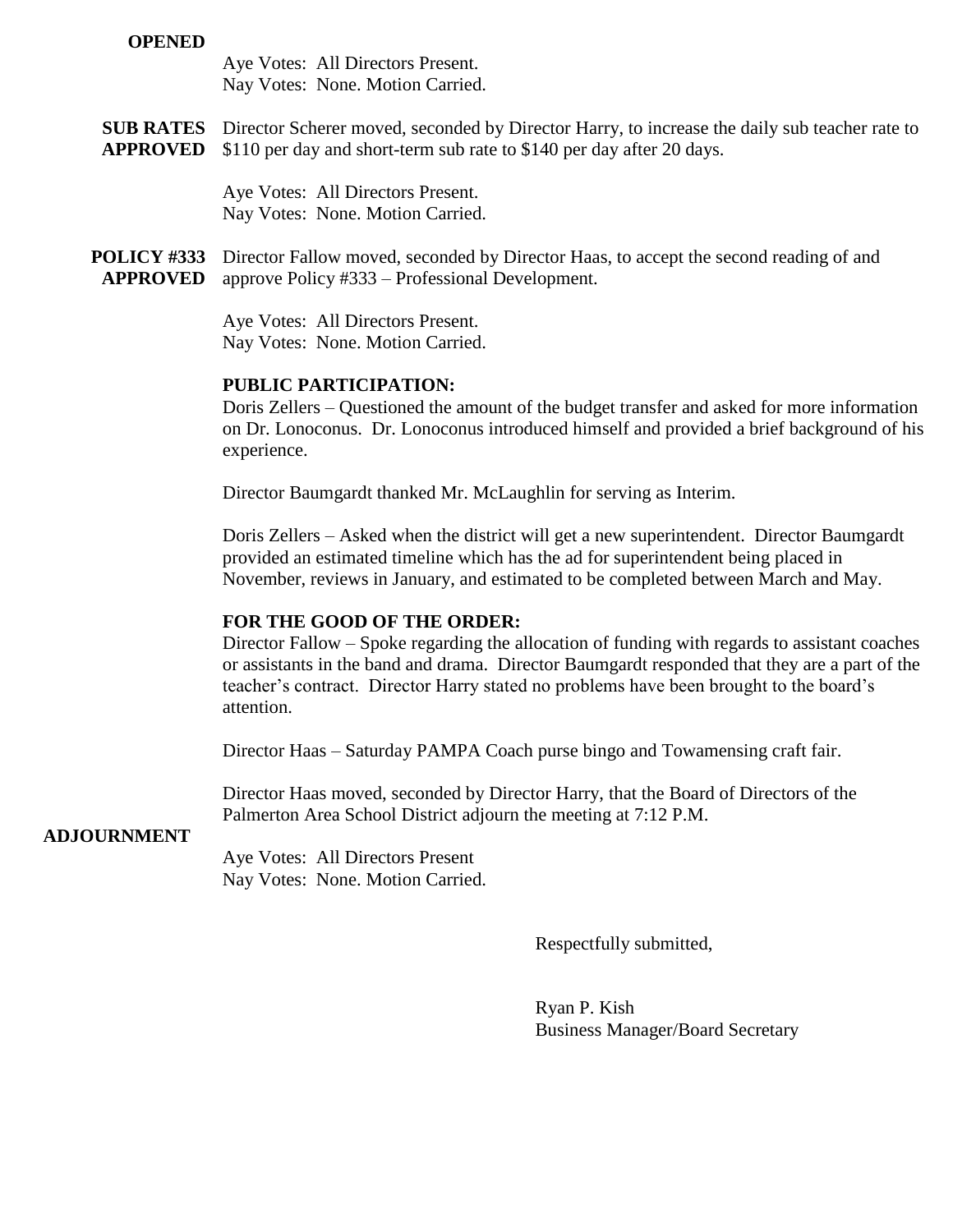**OPENED**

Aye Votes: All Directors Present.
Nay Votes: None. Motion Carried.

**SUB RATES APPROVED** Director Scherer moved, seconded by Director Harry, to increase the daily sub teacher rate to $110 per day and short-term sub rate to $140 per day after 20 days.

Aye Votes: All Directors Present.
Nay Votes: None. Motion Carried.

**POLICY #333 APPROVED** Director Fallow moved, seconded by Director Haas, to accept the second reading of and approve Policy #333 – Professional Development.

Aye Votes: All Directors Present.
Nay Votes: None. Motion Carried.

**PUBLIC PARTICIPATION:**

Doris Zellers – Questioned the amount of the budget transfer and asked for more information on Dr. Lonoconus. Dr. Lonoconus introduced himself and provided a brief background of his experience.

Director Baumgardt thanked Mr. McLaughlin for serving as Interim.

Doris Zellers – Asked when the district will get a new superintendent. Director Baumgardt provided an estimated timeline which has the ad for superintendent being placed in November, reviews in January, and estimated to be completed between March and May.

**FOR THE GOOD OF THE ORDER:**

Director Fallow – Spoke regarding the allocation of funding with regards to assistant coaches or assistants in the band and drama. Director Baumgardt responded that they are a part of the teacher's contract. Director Harry stated no problems have been brought to the board's attention.

Director Haas – Saturday PAMPA Coach purse bingo and Towamensing craft fair.

**ADJOURNMENT** Director Haas moved, seconded by Director Harry, that the Board of Directors of the Palmerton Area School District adjourn the meeting at 7:12 P.M.

Aye Votes: All Directors Present
Nay Votes: None. Motion Carried.

Respectfully submitted,

Ryan P. Kish
Business Manager/Board Secretary